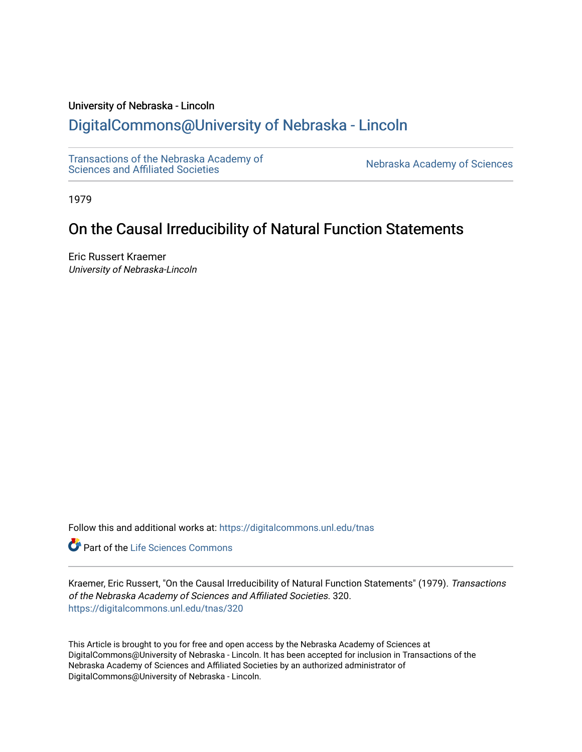University of Nebraska - Lincoln

## DigitalCommons@University of Nebraska - Lincoln

Transactions of the Nebraska Academy of Sciences and Affiliated Societies

Nebraska Academy of Sciences

1979

# On the Causal Irreducibility of Natural Function Statements

Eric Russert Kraemer
*University of Nebraska-Lincoln*

Follow this and additional works at: https://digitalcommons.unl.edu/tnas

Part of the Life Sciences Commons

Kraemer, Eric Russert, "On the Causal Irreducibility of Natural Function Statements" (1979). *Transactions of the Nebraska Academy of Sciences and Affiliated Societies*. 320.
https://digitalcommons.unl.edu/tnas/320

This Article is brought to you for free and open access by the Nebraska Academy of Sciences at DigitalCommons@University of Nebraska - Lincoln. It has been accepted for inclusion in Transactions of the Nebraska Academy of Sciences and Affiliated Societies by an authorized administrator of DigitalCommons@University of Nebraska - Lincoln.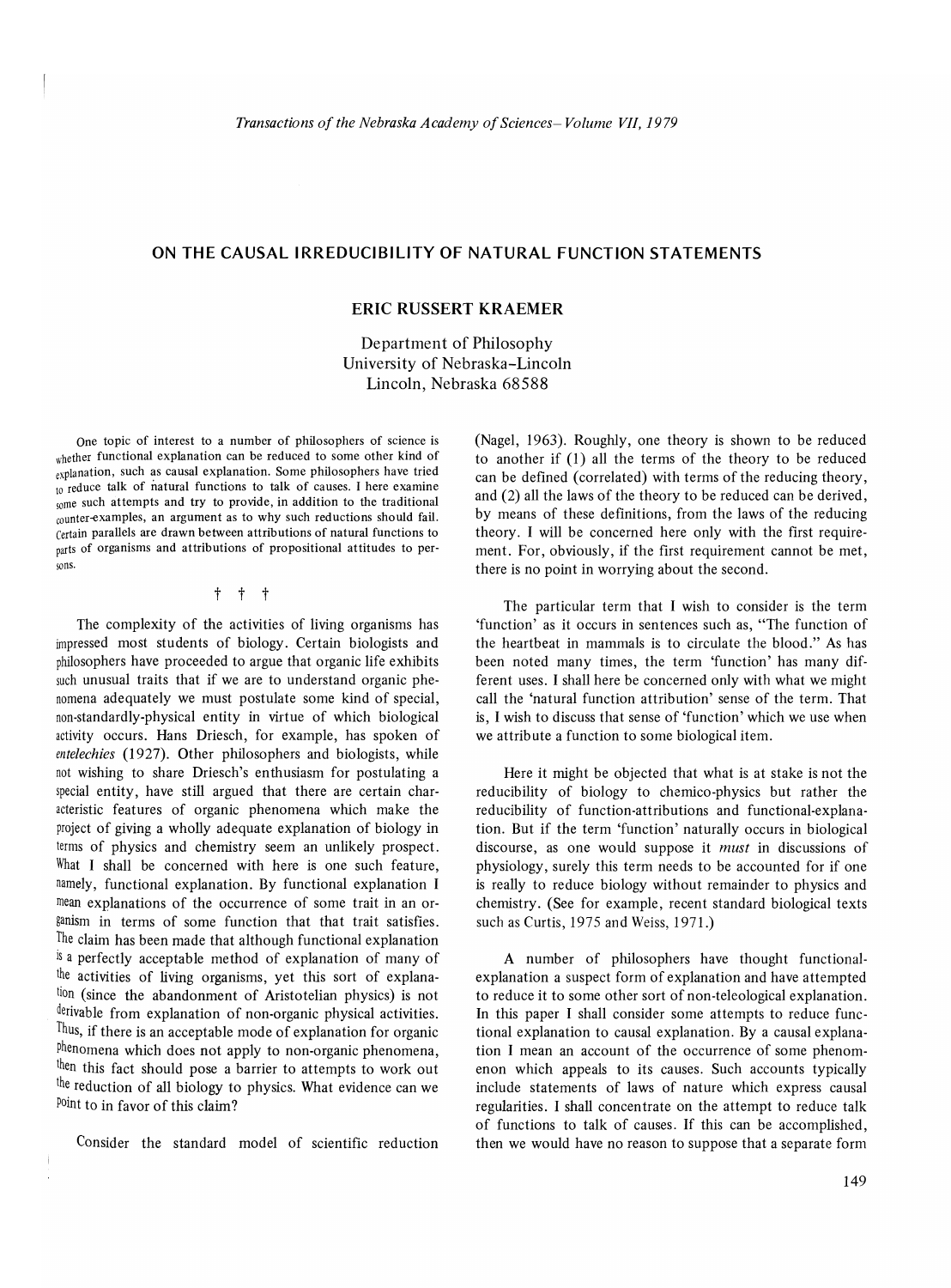## ON THE CAUSAL IRREDUCIBILITY OF NATURAL FUNCTION STATEMENTS

### ERIC RUSSERT KRAEMER

Department of Philosophy
University of Nebraska–Lincoln
Lincoln, Nebraska 68588

One topic of interest to a number of philosophers of science is whether functional explanation can be reduced to some other kind of explanation, such as causal explanation. Some philosophers have tried to reduce talk of natural functions to talk of causes. I here examine some such attempts and try to provide, in addition to the traditional counter-examples, an argument as to why such reductions should fail. Certain parallels are drawn between attributions of natural functions to parts of organisms and attributions of propositional attitudes to persons.

† † †

The complexity of the activities of living organisms has impressed most students of biology. Certain biologists and philosophers have proceeded to argue that organic life exhibits such unusual traits that if we are to understand organic phenomena adequately we must postulate some kind of special, non-standardly-physical entity in virtue of which biological activity occurs. Hans Driesch, for example, has spoken of *entelechies* (1927). Other philosophers and biologists, while not wishing to share Driesch's enthusiasm for postulating a special entity, have still argued that there are certain characteristic features of organic phenomena which make the project of giving a wholly adequate explanation of biology in terms of physics and chemistry seem an unlikely prospect. What I shall be concerned with here is one such feature, namely, functional explanation. By functional explanation I mean explanations of the occurrence of some trait in an organism in terms of some function that that trait satisfies. The claim has been made that although functional explanation is a perfectly acceptable method of explanation of many of the activities of living organisms, yet this sort of explanation (since the abandonment of Aristotelian physics) is not derivable from explanation of non-organic physical activities. Thus, if there is an acceptable mode of explanation for organic phenomena which does not apply to non-organic phenomena, then this fact should pose a barrier to attempts to work out the reduction of all biology to physics. What evidence can we point to in favor of this claim?

Consider the standard model of scientific reduction (Nagel, 1963). Roughly, one theory is shown to be reduced to another if (1) all the terms of the theory to be reduced can be defined (correlated) with terms of the reducing theory, and (2) all the laws of the theory to be reduced can be derived, by means of these definitions, from the laws of the reducing theory. I will be concerned here only with the first requirement. For, obviously, if the first requirement cannot be met, there is no point in worrying about the second.

The particular term that I wish to consider is the term 'function' as it occurs in sentences such as, "The function of the heartbeat in mammals is to circulate the blood." As has been noted many times, the term 'function' has many different uses. I shall here be concerned only with what we might call the 'natural function attribution' sense of the term. That is, I wish to discuss that sense of 'function' which we use when we attribute a function to some biological item.

Here it might be objected that what is at stake is not the reducibility of biology to chemico-physics but rather the reducibility of function-attributions and functional-explanation. But if the term 'function' naturally occurs in biological discourse, as one would suppose it *must* in discussions of physiology, surely this term needs to be accounted for if one is really to reduce biology without remainder to physics and chemistry. (See for example, recent standard biological texts such as Curtis, 1975 and Weiss, 1971.)

A number of philosophers have thought functional-explanation a suspect form of explanation and have attempted to reduce it to some other sort of non-teleological explanation. In this paper I shall consider some attempts to reduce functional explanation to causal explanation. By a causal explanation I mean an account of the occurrence of some phenomenon which appeals to its causes. Such accounts typically include statements of laws of nature which express causal regularities. I shall concentrate on the attempt to reduce talk of functions to talk of causes. If this can be accomplished, then we would have no reason to suppose that a separate form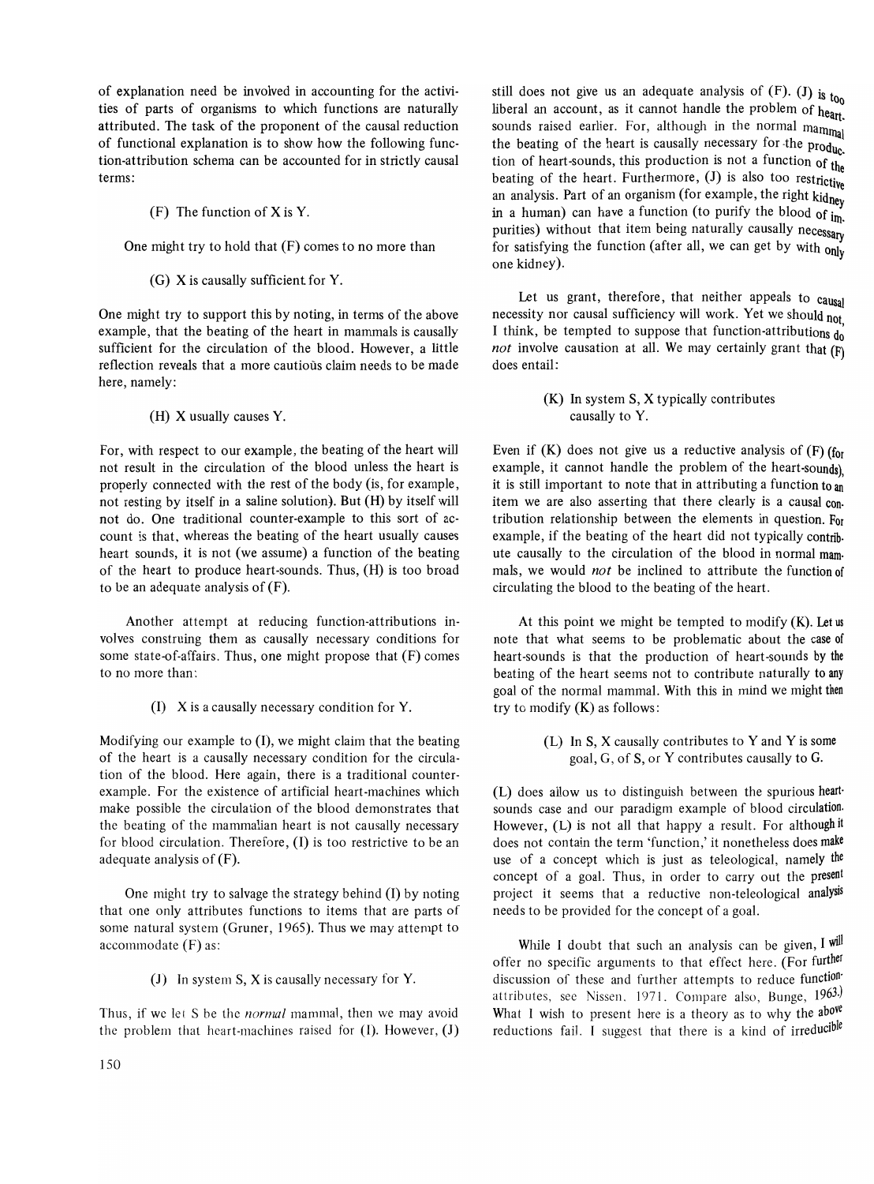of explanation need be involved in accounting for the activities of parts of organisms to which functions are naturally attributed. The task of the proponent of the causal reduction of functional explanation is to show how the following function-attribution schema can be accounted for in strictly causal terms:

> (F) The function of X is Y.

One might try to hold that (F) comes to no more than

> (G) X is causally sufficient for Y.

One might try to support this by noting, in terms of the above example, that the beating of the heart in mammals is causally sufficient for the circulation of the blood. However, a little reflection reveals that a more cautious claim needs to be made here, namely:

> (H) X usually causes Y.

For, with respect to our example, the beating of the heart will not result in the circulation of the blood unless the heart is properly connected with the rest of the body (is, for example, not resting by itself in a saline solution). But (H) by itself will not do. One traditional counter-example to this sort of account is that, whereas the beating of the heart usually causes heart sounds, it is not (we assume) a function of the beating of the heart to produce heart-sounds. Thus, (H) is too broad to be an adequate analysis of (F).

Another attempt at reducing function-attributions involves construing them as causally necessary conditions for some state-of-affairs. Thus, one might propose that (F) comes to no more than:

> (I) X is a causally necessary condition for Y.

Modifying our example to (I), we might claim that the beating of the heart is a causally necessary condition for the circulation of the blood. Here again, there is a traditional counter-example. For the existence of artificial heart-machines which make possible the circulation of the blood demonstrates that the beating of the mammalian heart is not causally necessary for blood circulation. Therefore, (I) is too restrictive to be an adequate analysis of (F).

One might try to salvage the strategy behind (I) by noting that one only attributes functions to items that are parts of some natural system (Gruner, 1965). Thus we may attempt to accommodate (F) as:

> (J) In system S, X is causally necessary for Y.

Thus, if we let S be the *normal* mammal, then we may avoid the problem that heart-machines raised for (I). However, (J) still does not give us an adequate analysis of (F). (J) is too liberal an account, as it cannot handle the problem of heart-sounds raised earlier. For, although in the normal mammal the beating of the heart is causally necessary for the production of heart-sounds, this production is not a function of the beating of the heart. Furthermore, (J) is also too restrictive an analysis. Part of an organism (for example, the right kidney in a human) can have a function (to purify the blood of impurities) without that item being naturally causally necessary for satisfying the function (after all, we can get by with only one kidney).

Let us grant, therefore, that neither appeals to causal necessity nor causal sufficiency will work. Yet we should not, I think, be tempted to suppose that function-attributions do *not* involve causation at all. We may certainly grant that (F) does entail:

> (K) In system S, X typically contributes causally to Y.

Even if (K) does not give us a reductive analysis of (F) (for example, it cannot handle the problem of the heart-sounds), it is still important to note that in attributing a function to an item we are also asserting that there clearly is a causal contribution relationship between the elements in question. For example, if the beating of the heart did not typically contribute causally to the circulation of the blood in normal mammals, we would *not* be inclined to attribute the function of circulating the blood to the beating of the heart.

At this point we might be tempted to modify (K). Let us note that what seems to be problematic about the case of heart-sounds is that the production of heart-sounds by the beating of the heart seems not to contribute naturally to any goal of the normal mammal. With this in mind we might then try to modify (K) as follows:

> (L) In S, X causally contributes to Y and Y is some goal, G, of S, or Y contributes causally to G.

(L) does allow us to distinguish between the spurious heart-sounds case and our paradigm example of blood circulation. However, (L) is not all that happy a result. For although it does not contain the term 'function,' it nonetheless does make use of a concept which is just as teleological, namely the concept of a goal. Thus, in order to carry out the present project it seems that a reductive non-teleological analysis needs to be provided for the concept of a goal.

While I doubt that such an analysis can be given, I will offer no specific arguments to that effect here. (For further discussion of these and further attempts to reduce function-attributes, see Nissen, 1971. Compare also, Bunge, 1963.) What I wish to present here is a theory as to why the above reductions fail. I suggest that there is a kind of irreducible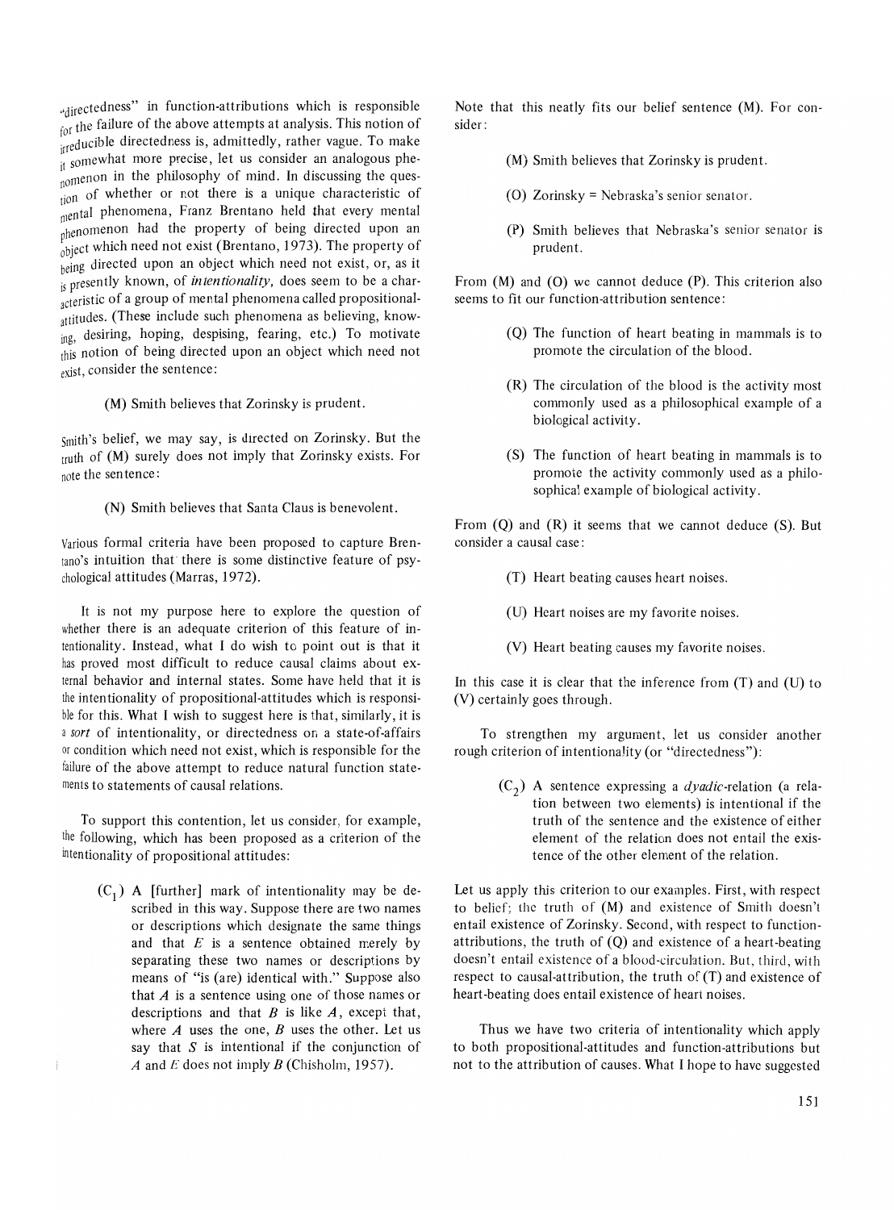"directedness" in function-attributions which is responsible for the failure of the above attempts at analysis. This notion of irreducible directedness is, admittedly, rather vague. To make it somewhat more precise, let us consider an analogous phenomenon in the philosophy of mind. In discussing the question of whether or not there is a unique characteristic of mental phenomena, Franz Brentano held that every mental phenomenon had the property of being directed upon an object which need not exist (Brentano, 1973). The property of being directed upon an object which need not exist, or, as it is presently known, of *intentionality,* does seem to be a characteristic of a group of mental phenomena called propositional-attitudes. (These include such phenomena as believing, knowing, desiring, hoping, despising, fearing, etc.) To motivate this notion of being directed upon an object which need not exist, consider the sentence:

> (M) Smith believes that Zorinsky is prudent.

Smith's belief, we may say, is directed on Zorinsky. But the truth of (M) surely does not imply that Zorinsky exists. For note the sentence:

> (N) Smith believes that Santa Claus is benevolent.

Various formal criteria have been proposed to capture Brentano's intuition that there is some distinctive feature of psychological attitudes (Marras, 1972).

It is not my purpose here to explore the question of whether there is an adequate criterion of this feature of intentionality. Instead, what I do wish to point out is that it has proved most difficult to reduce causal claims about external behavior and internal states. Some have held that it is the intentionality of propositional-attitudes which is responsible for this. What I wish to suggest here is that, similarly, it is a *sort* of intentionality, or directedness on a state-of-affairs or condition which need not exist, which is responsible for the failure of the above attempt to reduce natural function statements to statements of causal relations.

To support this contention, let us consider, for example, the following, which has been proposed as a criterion of the intentionality of propositional attitudes:

> ($C_1$) A [further] mark of intentionality may be described in this way. Suppose there are two names or descriptions which designate the same things and that $E$ is a sentence obtained merely by separating these two names or descriptions by means of "is (are) identical with." Suppose also that $A$ is a sentence using one of those names or descriptions and that $B$ is like $A$, except that, where $A$ uses the one, $B$ uses the other. Let us say that $S$ is intentional if the conjunction of $A$ and $E$ does not imply $B$ (Chisholm, 1957).

Note that this neatly fits our belief sentence (M). For consider:

> (M) Smith believes that Zorinsky is prudent.
>
> (O) Zorinsky = Nebraska's senior senator.
>
> (P) Smith believes that Nebraska's senior senator is prudent.

From (M) and (O) we cannot deduce (P). This criterion also seems to fit our function-attribution sentence:

> (Q) The function of heart beating in mammals is to promote the circulation of the blood.
>
> (R) The circulation of the blood is the activity most commonly used as a philosophical example of a biological activity.
>
> (S) The function of heart beating in mammals is to promote the activity commonly used as a philosophical example of biological activity.

From (Q) and (R) it seems that we cannot deduce (S). But consider a causal case:

> (T) Heart beating causes heart noises.
>
> (U) Heart noises are my favorite noises.
>
> (V) Heart beating causes my favorite noises.

In this case it is clear that the inference from (T) and (U) to (V) certainly goes through.

To strengthen my argument, let us consider another rough criterion of intentionality (or "directedness"):

> ($C_2$) A sentence expressing a *dyadic*-relation (a relation between two elements) is intentional if the truth of the sentence and the existence of either element of the relation does not entail the existence of the other element of the relation.

Let us apply this criterion to our examples. First, with respect to belief; the truth of (M) and existence of Smith doesn't entail existence of Zorinsky. Second, with respect to function-attributions, the truth of (Q) and existence of a heart-beating doesn't entail existence of a blood-circulation. But, third, with respect to causal-attribution, the truth of (T) and existence of heart-beating does entail existence of heart noises.

Thus we have two criteria of intentionality which apply to both propositional-attitudes and function-attributions but not to the attribution of causes. What I hope to have suggested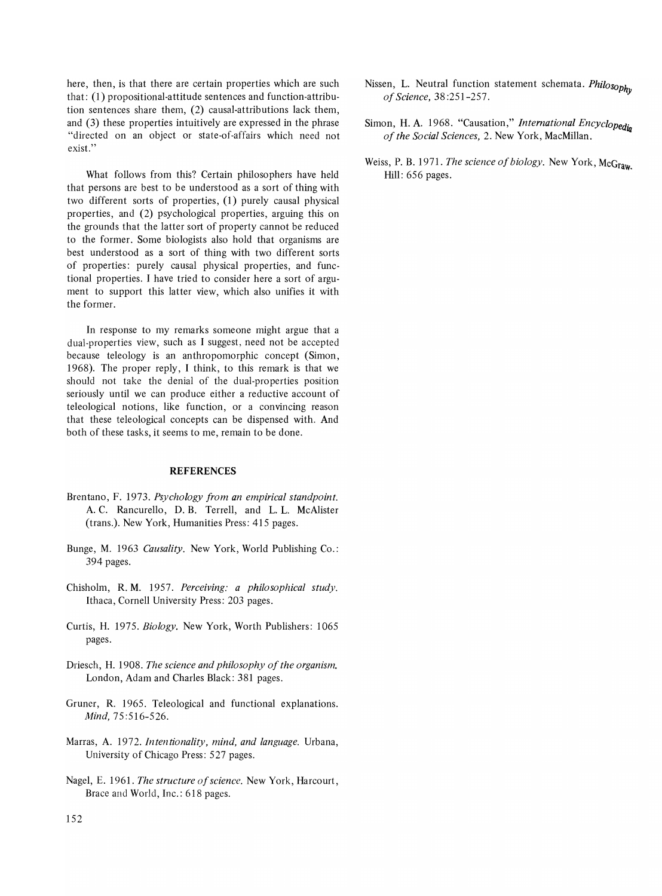here, then, is that there are certain properties which are such that: (1) propositional-attitude sentences and function-attribution sentences share them, (2) causal-attributions lack them, and (3) these properties intuitively are expressed in the phrase "directed on an object or state-of-affairs which need not exist."

What follows from this? Certain philosophers have held that persons are best to be understood as a sort of thing with two different sorts of properties, (1) purely causal physical properties, and (2) psychological properties, arguing this on the grounds that the latter sort of property cannot be reduced to the former. Some biologists also hold that organisms are best understood as a sort of thing with two different sorts of properties: purely causal physical properties, and functional properties. I have tried to consider here a sort of argument to support this latter view, which also unifies it with the former.

In response to my remarks someone might argue that a dual-properties view, such as I suggest, need not be accepted because teleology is an anthropomorphic concept (Simon, 1968). The proper reply, I think, to this remark is that we should not take the denial of the dual-properties position seriously until we can produce either a reductive account of teleological notions, like function, or a convincing reason that these teleological concepts can be dispensed with. And both of these tasks, it seems to me, remain to be done.

## REFERENCES

Brentano, F. 1973. *Psychology from an empirical standpoint.* A. C. Rancurello, D. B. Terrell, and L. L. McAlister (trans.). New York, Humanities Press: 415 pages.

Bunge, M. 1963 *Causality.* New York, World Publishing Co.: 394 pages.

Chisholm, R. M. 1957. *Perceiving: a philosophical study.* Ithaca, Cornell University Press: 203 pages.

Curtis, H. 1975. *Biology.* New York, Worth Publishers: 1065 pages.

Driesch, H. 1908. *The science and philosophy of the organism.* London, Adam and Charles Black: 381 pages.

Gruner, R. 1965. Teleological and functional explanations. *Mind,* 75:516-526.

Marras, A. 1972. *Intentionality, mind, and language.* Urbana, University of Chicago Press: 527 pages.

Nagel, E. 1961. *The structure of science.* New York, Harcourt, Brace and World, Inc.: 618 pages.

Nissen, L. Neutral function statement schemata. *Philosophy of Science,* 38:251-257.

Simon, H. A. 1968. "Causation," *International Encyclopedia of the Social Sciences,* 2. New York, MacMillan.

Weiss, P. B. 1971. *The science of biology.* New York, McGraw-Hill: 656 pages.